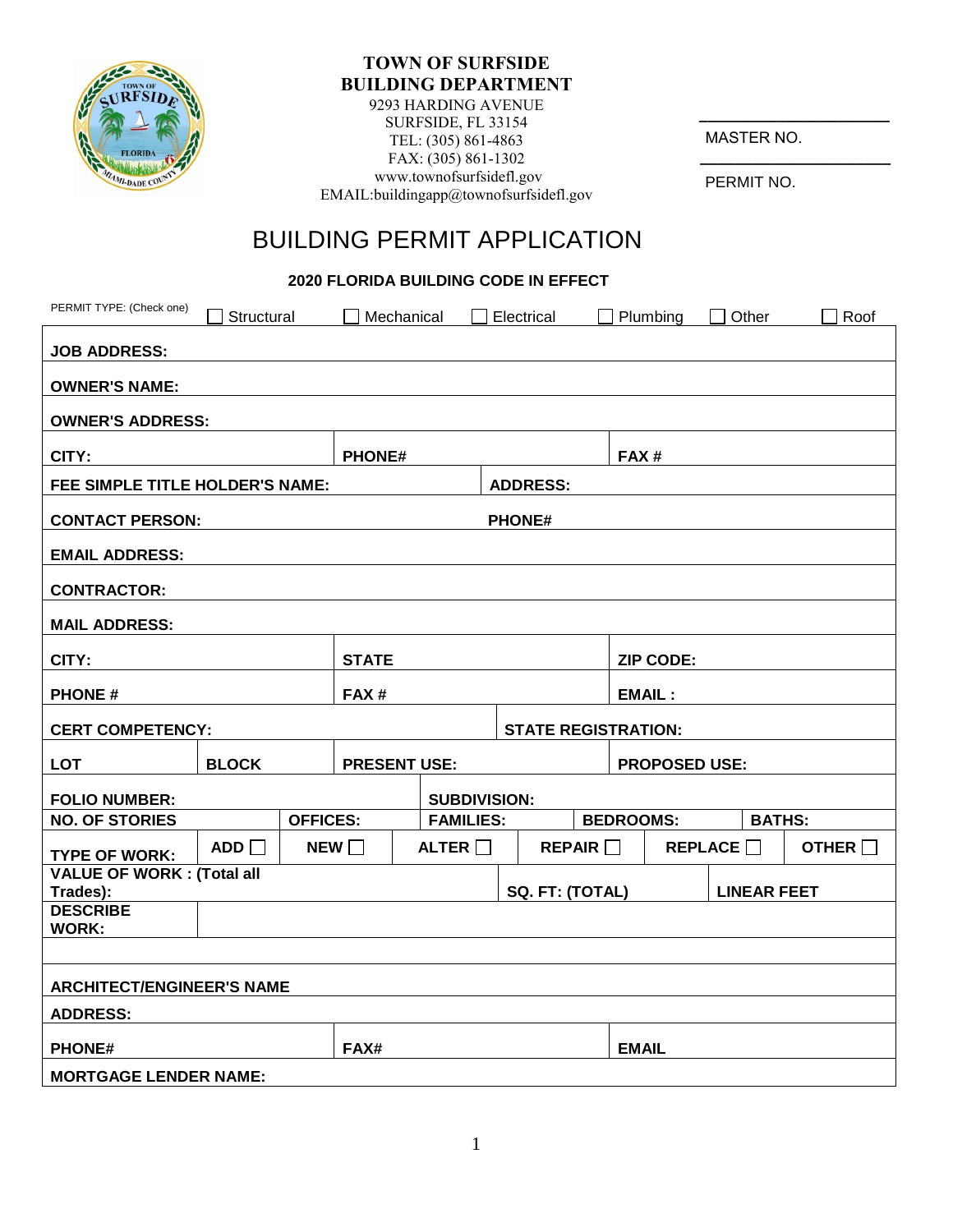**TOWN OF SURFSIDE**
**BUILDING DEPARTMENT**
9293 HARDING AVENUE
SURFSIDE, FL 33154
TEL: (305) 861-4863
FAX: (305) 861-1302
www.townofsurfsidefl.gov
EMAIL:buildingapp@townofsurfsidefl.gov

MASTER NO. ____________

PERMIT NO. ____________

# BUILDING PERMIT APPLICATION

**2020 FLORIDA BUILDING CODE IN EFFECT**

PERMIT TYPE: (Check one) ☐ Structural ☐ Mechanical ☐ Electrical ☐ Plumbing ☐ Other ☐ Roof

| | | | | | |
|---|---|---|---|---|---|
| **JOB ADDRESS:** | | | | | |
| **OWNER'S NAME:** | | | | | |
| **OWNER'S ADDRESS:** | | | | | |
| **CITY:** | | **PHONE#** | | **FAX #** | |
| **FEE SIMPLE TITLE HOLDER'S NAME:** | | | **ADDRESS:** | | |
| **CONTACT PERSON:** | | | **PHONE#** | | |
| **EMAIL ADDRESS:** | | | | | |
| **CONTRACTOR:** | | | | | |
| **MAIL ADDRESS:** | | | | | |
| **CITY:** | | **STATE** | | **ZIP CODE:** | |
| **PHONE #** | | **FAX #** | | **EMAIL :** | |
| **CERT COMPETENCY:** | | | **STATE REGISTRATION:** | | |
| **LOT** | **BLOCK** | **PRESENT USE:** | | **PROPOSED USE:** | |
| **FOLIO NUMBER:** | | | **SUBDIVISION:** | | |
| **NO. OF STORIES** | **OFFICES:** | | **FAMILIES:** | **BEDROOMS:** | **BATHS:** |
| **TYPE OF WORK:** | **ADD** ☐ | **NEW** ☐ | **ALTER** ☐ | **REPAIR** ☐ | **REPLACE** ☐ **OTHER** ☐ |
| **VALUE OF WORK : (Total all Trades):** | | | **SQ. FT: (TOTAL)** | | **LINEAR FEET** |
| **DESCRIBE WORK:** | | | | | |
| | | | | | |
| **ARCHITECT/ENGINEER'S NAME** | | | | | |
| **ADDRESS:** | | | | | |
| **PHONE#** | | **FAX#** | | **EMAIL** | |
| **MORTGAGE LENDER NAME:** | | | | | |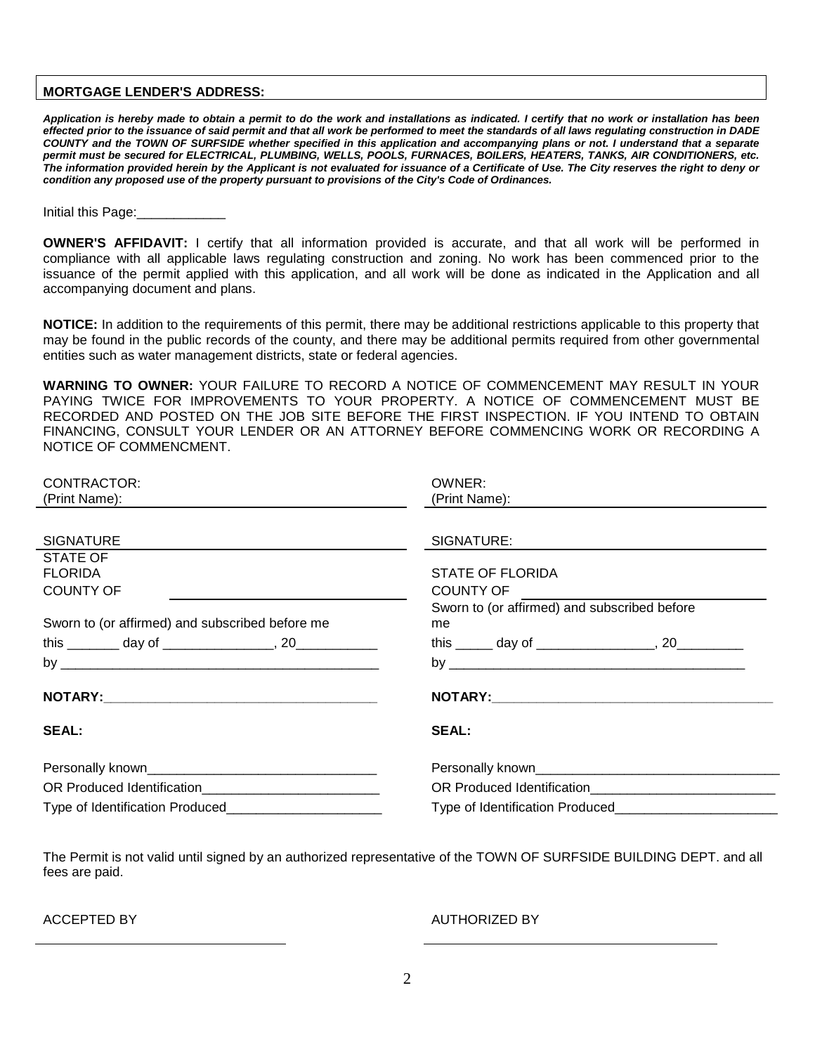**MORTGAGE LENDER'S ADDRESS:**

***Application is hereby made to obtain a permit to do the work and installations as indicated. I certify that no work or installation has been effected prior to the issuance of said permit and that all work be performed to meet the standards of all laws regulating construction in DADE COUNTY and the TOWN OF SURFSIDE whether specified in this application and accompanying plans or not. I understand that a separate permit must be secured for ELECTRICAL, PLUMBING, WELLS, POOLS, FURNACES, BOILERS, HEATERS, TANKS, AIR CONDITIONERS, etc. The information provided herein by the Applicant is not evaluated for issuance of a Certificate of Use. The City reserves the right to deny or condition any proposed use of the property pursuant to provisions of the City's Code of Ordinances.***

Initial this Page:____________

**OWNER'S AFFIDAVIT:** I certify that all information provided is accurate, and that all work will be performed in compliance with all applicable laws regulating construction and zoning. No work has been commenced prior to the issuance of the permit applied with this application, and all work will be done as indicated in the Application and all accompanying document and plans.

**NOTICE:** In addition to the requirements of this permit, there may be additional restrictions applicable to this property that may be found in the public records of the county, and there may be additional permits required from other governmental entities such as water management districts, state or federal agencies.

**WARNING TO OWNER:** YOUR FAILURE TO RECORD A NOTICE OF COMMENCEMENT MAY RESULT IN YOUR PAYING TWICE FOR IMPROVEMENTS TO YOUR PROPERTY. A NOTICE OF COMMENCEMENT MUST BE RECORDED AND POSTED ON THE JOB SITE BEFORE THE FIRST INSPECTION. IF YOU INTEND TO OBTAIN FINANCING, CONSULT YOUR LENDER OR AN ATTORNEY BEFORE COMMENCING WORK OR RECORDING A NOTICE OF COMMENCMENT.

CONTRACTOR:
(Print Name): ____________________

SIGNATURE ____________________

STATE OF FLORIDA
COUNTY OF ____________________

Sworn to (or affirmed) and subscribed before me

this _______ day of _______________, 20___________

by ___________________________________________

**NOTARY:**____________________________________

**SEAL:**

Personally known_______________________________

OR Produced Identification________________________

Type of Identification Produced_____________________

OWNER:
(Print Name): ____________________

SIGNATURE: ____________________

STATE OF FLORIDA
COUNTY OF ____________________

Sworn to (or affirmed) and subscribed before me

this _____ day of ________________, 20_________

by _________________________________________

**NOTARY:**_______________________________________

**SEAL:**

Personally known_________________________________

OR Produced Identification_________________________

Type of Identification Produced______________________

The Permit is not valid until signed by an authorized representative of the TOWN OF SURFSIDE BUILDING DEPT. and all fees are paid.

ACCEPTED BY ____________________

AUTHORIZED BY ____________________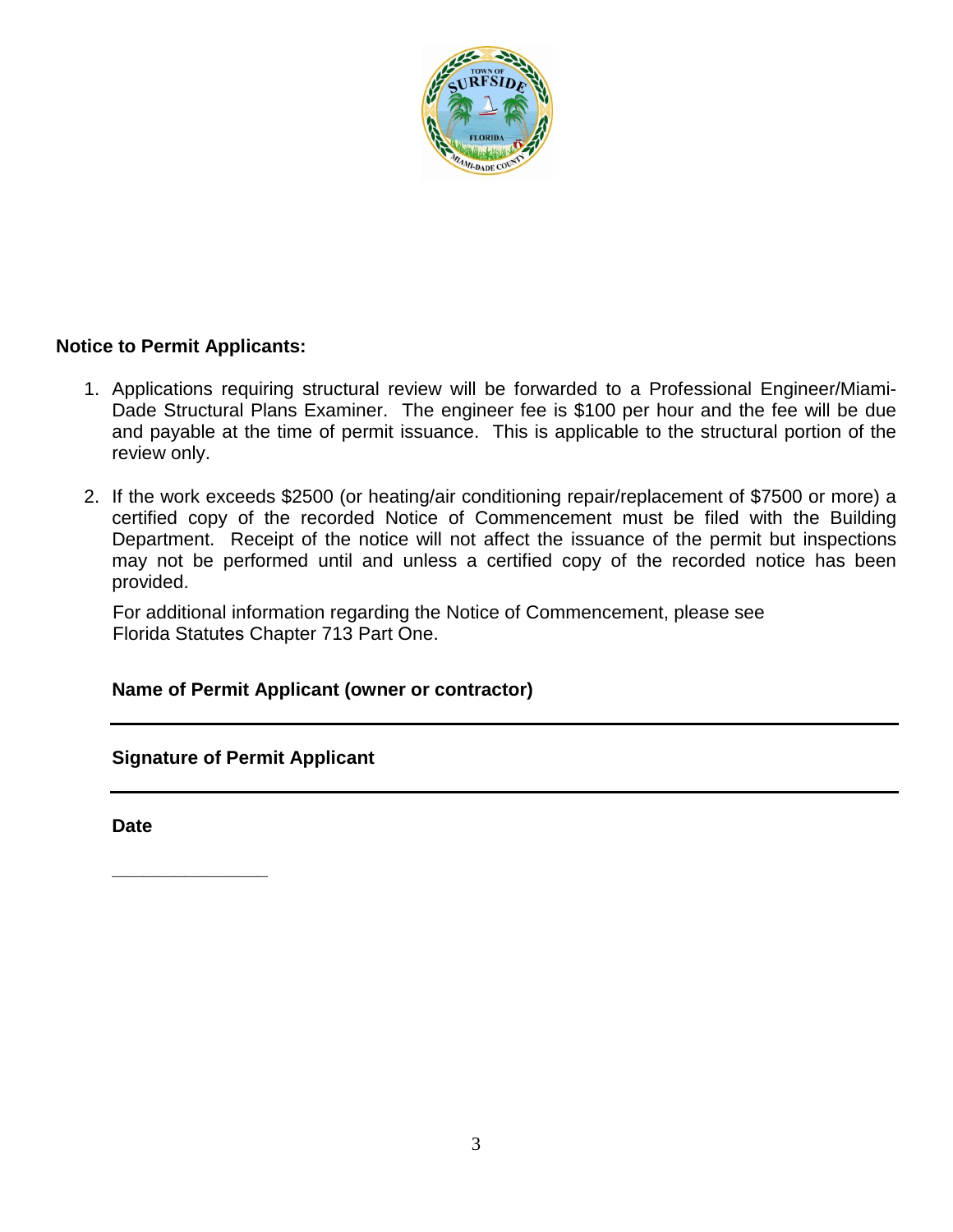**Notice to Permit Applicants:**

1. Applications requiring structural review will be forwarded to a Professional Engineer/Miami-Dade Structural Plans Examiner. The engineer fee is $100 per hour and the fee will be due and payable at the time of permit issuance. This is applicable to the structural portion of the review only.

2. If the work exceeds $2500 (or heating/air conditioning repair/replacement of $7500 or more) a certified copy of the recorded Notice of Commencement must be filed with the Building Department. Receipt of the notice will not affect the issuance of the permit but inspections may not be performed until and unless a certified copy of the recorded notice has been provided.

   For additional information regarding the Notice of Commencement, please see Florida Statutes Chapter 713 Part One.

**Name of Permit Applicant (owner or contractor)**

______________________________________________

**Signature of Permit Applicant**

______________________________________________

**Date**

________________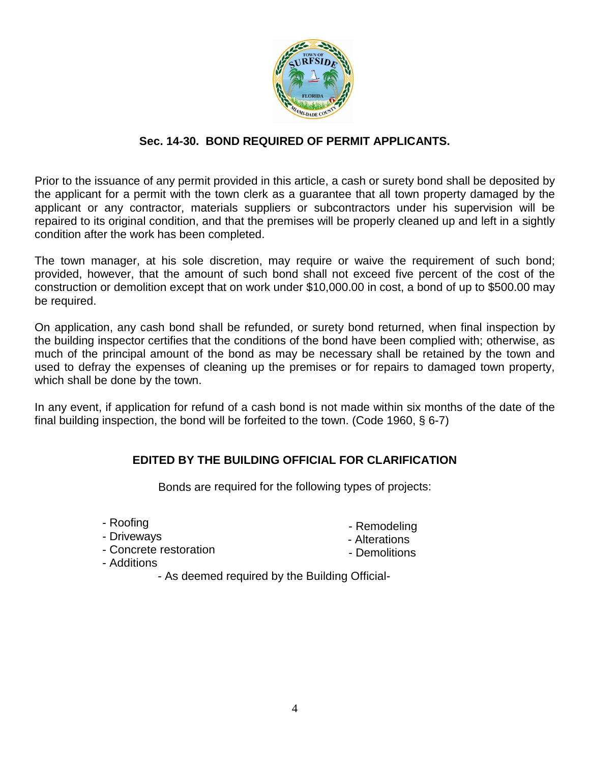## Sec. 14-30. BOND REQUIRED OF PERMIT APPLICANTS.

Prior to the issuance of any permit provided in this article, a cash or surety bond shall be deposited by the applicant for a permit with the town clerk as a guarantee that all town property damaged by the applicant or any contractor, materials suppliers or subcontractors under his supervision will be repaired to its original condition, and that the premises will be properly cleaned up and left in a sightly condition after the work has been completed.

The town manager, at his sole discretion, may require or waive the requirement of such bond; provided, however, that the amount of such bond shall not exceed five percent of the cost of the construction or demolition except that on work under $10,000.00 in cost, a bond of up to $500.00 may be required.

On application, any cash bond shall be refunded, or surety bond returned, when final inspection by the building inspector certifies that the conditions of the bond have been complied with; otherwise, as much of the principal amount of the bond as may be necessary shall be retained by the town and used to defray the expenses of cleaning up the premises or for repairs to damaged town property, which shall be done by the town.

In any event, if application for refund of a cash bond is not made within six months of the date of the final building inspection, the bond will be forfeited to the town. (Code 1960, § 6-7)

### EDITED BY THE BUILDING OFFICIAL FOR CLARIFICATION

Bonds are required for the following types of projects:

- Roofing
- Driveways
- Concrete restoration
- Additions
- Remodeling
- Alterations
- Demolitions

- As deemed required by the Building Official-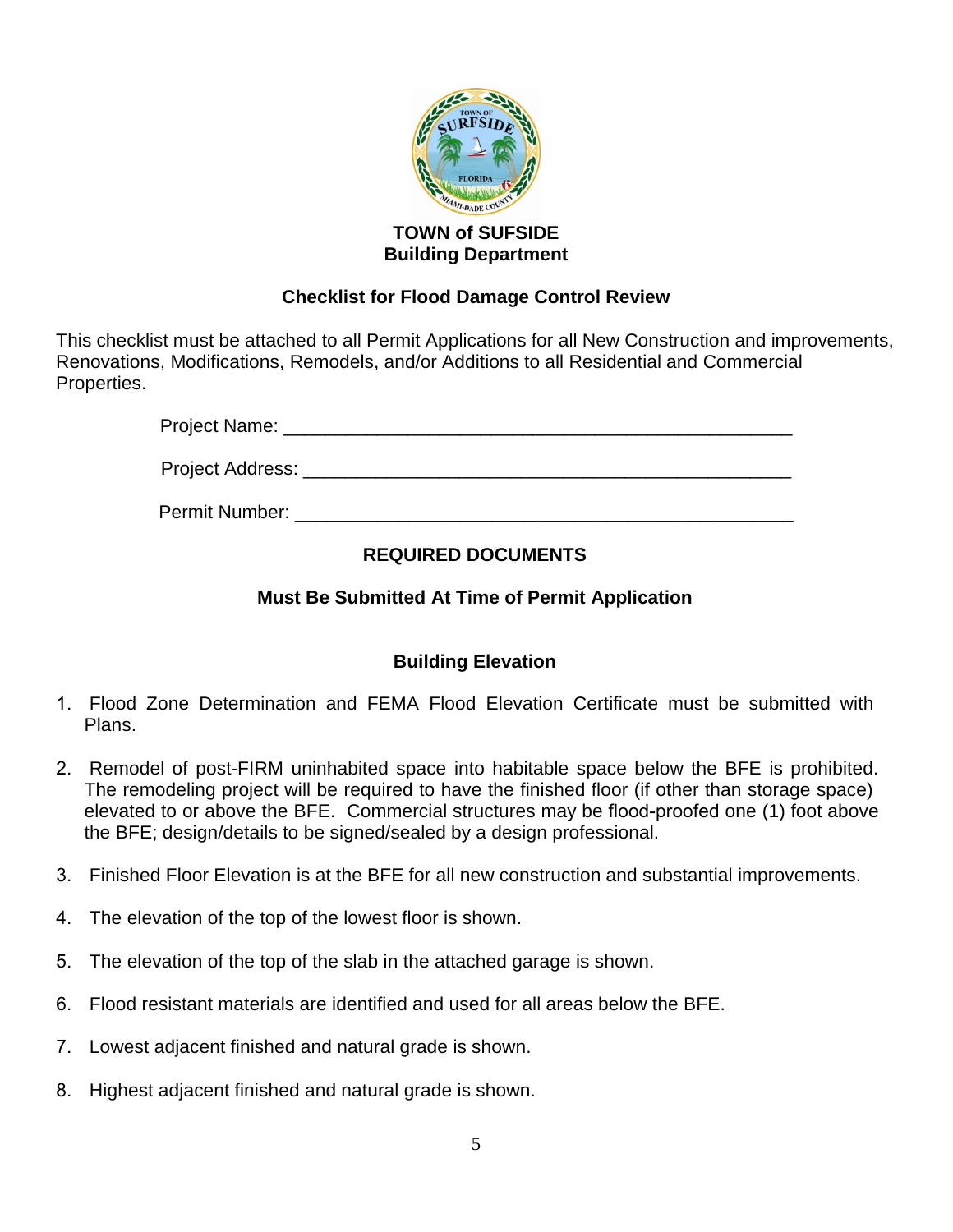**TOWN of SUFSIDE**
**Building Department**

## Checklist for Flood Damage Control Review

This checklist must be attached to all Permit Applications for all New Construction and improvements, Renovations, Modifications, Remodels, and/or Additions to all Residential and Commercial Properties.

Project Name: ______________________________________________

Project Address: ____________________________________________

Permit Number: _____________________________________________

### REQUIRED DOCUMENTS

**Must Be Submitted At Time of Permit Application**

### Building Elevation

1. Flood Zone Determination and FEMA Flood Elevation Certificate must be submitted with Plans.
2. Remodel of post-FIRM uninhabited space into habitable space below the BFE is prohibited. The remodeling project will be required to have the finished floor (if other than storage space) elevated to or above the BFE. Commercial structures may be flood-proofed one (1) foot above the BFE; design/details to be signed/sealed by a design professional.
3. Finished Floor Elevation is at the BFE for all new construction and substantial improvements.
4. The elevation of the top of the lowest floor is shown.
5. The elevation of the top of the slab in the attached garage is shown.
6. Flood resistant materials are identified and used for all areas below the BFE.
7. Lowest adjacent finished and natural grade is shown.
8. Highest adjacent finished and natural grade is shown.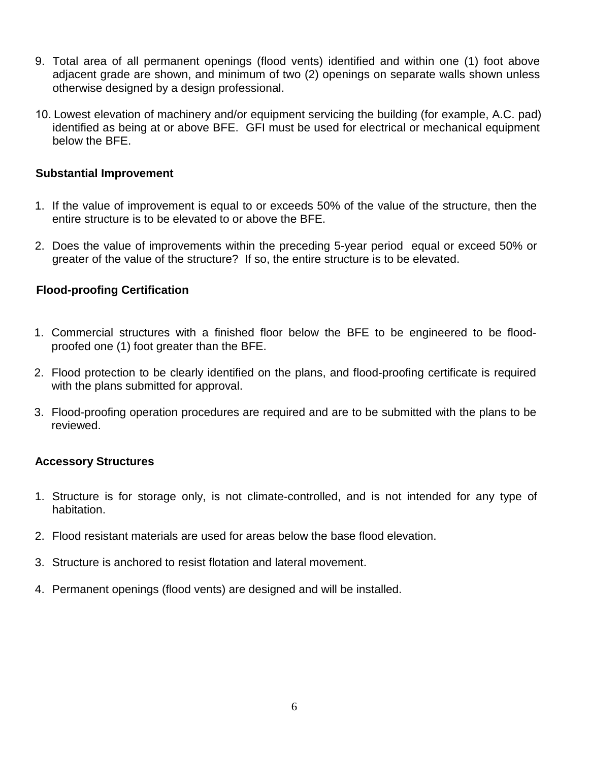9. Total area of all permanent openings (flood vents) identified and within one (1) foot above adjacent grade are shown, and minimum of two (2) openings on separate walls shown unless otherwise designed by a design professional.

10. Lowest elevation of machinery and/or equipment servicing the building (for example, A.C. pad) identified as being at or above BFE. GFI must be used for electrical or mechanical equipment below the BFE.

**Substantial Improvement**

1. If the value of improvement is equal to or exceeds 50% of the value of the structure, then the entire structure is to be elevated to or above the BFE.

2. Does the value of improvements within the preceding 5-year period equal or exceed 50% or greater of the value of the structure? If so, the entire structure is to be elevated.

**Flood-proofing Certification**

1. Commercial structures with a finished floor below the BFE to be engineered to be flood-proofed one (1) foot greater than the BFE.

2. Flood protection to be clearly identified on the plans, and flood-proofing certificate is required with the plans submitted for approval.

3. Flood-proofing operation procedures are required and are to be submitted with the plans to be reviewed.

**Accessory Structures**

1. Structure is for storage only, is not climate-controlled, and is not intended for any type of habitation.

2. Flood resistant materials are used for areas below the base flood elevation.

3. Structure is anchored to resist flotation and lateral movement.

4. Permanent openings (flood vents) are designed and will be installed.